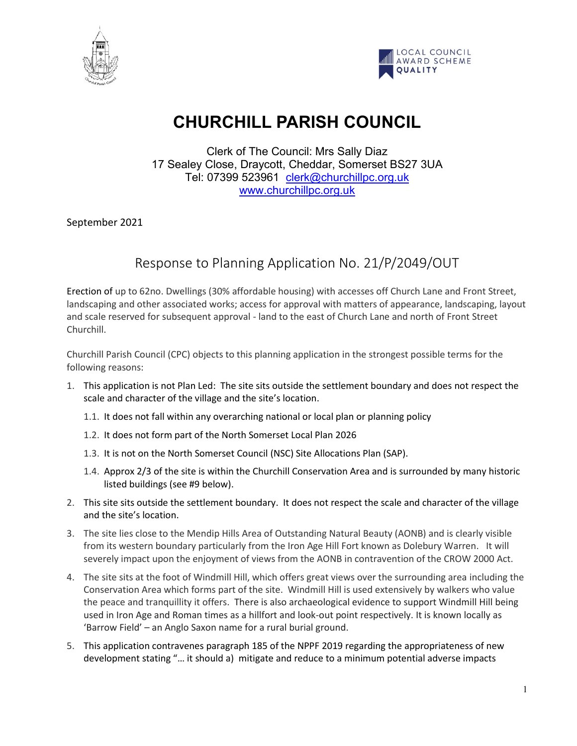LOCAL COUNCIL AWARD SCHEME QUALITY

# CHURCHILL PARISH COUNCIL

Clerk of The Council: Mrs Sally Diaz
17 Sealey Close, Draycott, Cheddar, Somerset BS27 3UA
Tel: 07399 523961 clerk@churchillpc.org.uk
www.churchillpc.org.uk

September 2021

## Response to Planning Application No. 21/P/2049/OUT

Erection of up to 62no. Dwellings (30% affordable housing) with accesses off Church Lane and Front Street, landscaping and other associated works; access for approval with matters of appearance, landscaping, layout and scale reserved for subsequent approval - land to the east of Church Lane and north of Front Street Churchill.

Churchill Parish Council (CPC) objects to this planning application in the strongest possible terms for the following reasons:

1. This application is not Plan Led: The site sits outside the settlement boundary and does not respect the scale and character of the village and the site's location.
   1.1. It does not fall within any overarching national or local plan or planning policy
   1.2. It does not form part of the North Somerset Local Plan 2026
   1.3. It is not on the North Somerset Council (NSC) Site Allocations Plan (SAP).
   1.4. Approx 2/3 of the site is within the Churchill Conservation Area and is surrounded by many historic listed buildings (see #9 below).
2. This site sits outside the settlement boundary. It does not respect the scale and character of the village and the site's location.
3. The site lies close to the Mendip Hills Area of Outstanding Natural Beauty (AONB) and is clearly visible from its western boundary particularly from the Iron Age Hill Fort known as Dolebury Warren. It will severely impact upon the enjoyment of views from the AONB in contravention of the CROW 2000 Act.
4. The site sits at the foot of Windmill Hill, which offers great views over the surrounding area including the Conservation Area which forms part of the site. Windmill Hill is used extensively by walkers who value the peace and tranquillity it offers. There is also archaeological evidence to support Windmill Hill being used in Iron Age and Roman times as a hillfort and look-out point respectively. It is known locally as 'Barrow Field' – an Anglo Saxon name for a rural burial ground.
5. This application contravenes paragraph 185 of the NPPF 2019 regarding the appropriateness of new development stating "… it should a) mitigate and reduce to a minimum potential adverse impacts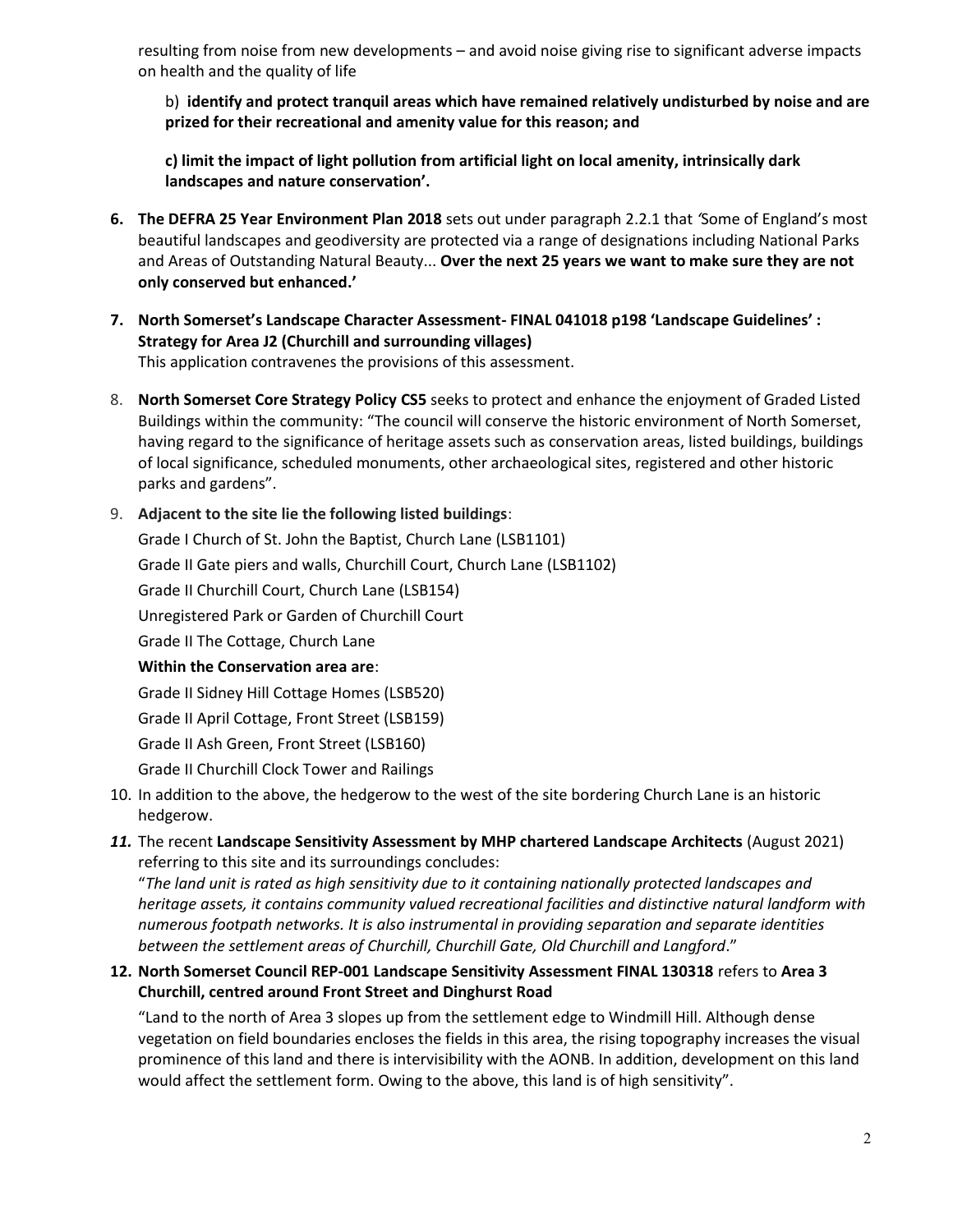resulting from noise from new developments – and avoid noise giving rise to significant adverse impacts on health and the quality of life

b) **identify and protect tranquil areas which have remained relatively undisturbed by noise and are prized for their recreational and amenity value for this reason; and**

**c) limit the impact of light pollution from artificial light on local amenity, intrinsically dark landscapes and nature conservation'.**

6. **The DEFRA 25 Year Environment Plan 2018** sets out under paragraph 2.2.1 that *'*Some of England's most beautiful landscapes and geodiversity are protected via a range of designations including National Parks and Areas of Outstanding Natural Beauty... **Over the next 25 years we want to make sure they are not only conserved but enhanced.'**

7. **North Somerset's Landscape Character Assessment- FINAL 041018 p198 'Landscape Guidelines' : Strategy for Area J2 (Churchill and surrounding villages)**
   This application contravenes the provisions of this assessment.

8. **North Somerset Core Strategy Policy CS5** seeks to protect and enhance the enjoyment of Graded Listed Buildings within the community: "The council will conserve the historic environment of North Somerset, having regard to the significance of heritage assets such as conservation areas, listed buildings, buildings of local significance, scheduled monuments, other archaeological sites, registered and other historic parks and gardens".

9. **Adjacent to the site lie the following listed buildings**:

   Grade I Church of St. John the Baptist, Church Lane (LSB1101)

   Grade II Gate piers and walls, Churchill Court, Church Lane (LSB1102)

   Grade II Churchill Court, Church Lane (LSB154)

   Unregistered Park or Garden of Churchill Court

   Grade II The Cottage, Church Lane

   **Within the Conservation area are**:

   Grade II Sidney Hill Cottage Homes (LSB520)

   Grade II April Cottage, Front Street (LSB159)

   Grade II Ash Green, Front Street (LSB160)

   Grade II Churchill Clock Tower and Railings

10. In addition to the above, the hedgerow to the west of the site bordering Church Lane is an historic hedgerow.

11. The recent **Landscape Sensitivity Assessment by MHP chartered Landscape Architects** (August 2021) referring to this site and its surroundings concludes:
    "*The land unit is rated as high sensitivity due to it containing nationally protected landscapes and heritage assets, it contains community valued recreational facilities and distinctive natural landform with numerous footpath networks. It is also instrumental in providing separation and separate identities between the settlement areas of Churchill, Churchill Gate, Old Churchill and Langford*."

12. **North Somerset Council REP-001 Landscape Sensitivity Assessment FINAL 130318** refers to **Area 3 Churchill, centred around Front Street and Dinghurst Road**

    "Land to the north of Area 3 slopes up from the settlement edge to Windmill Hill. Although dense vegetation on field boundaries encloses the fields in this area, the rising topography increases the visual prominence of this land and there is intervisibility with the AONB. In addition, development on this land would affect the settlement form. Owing to the above, this land is of high sensitivity".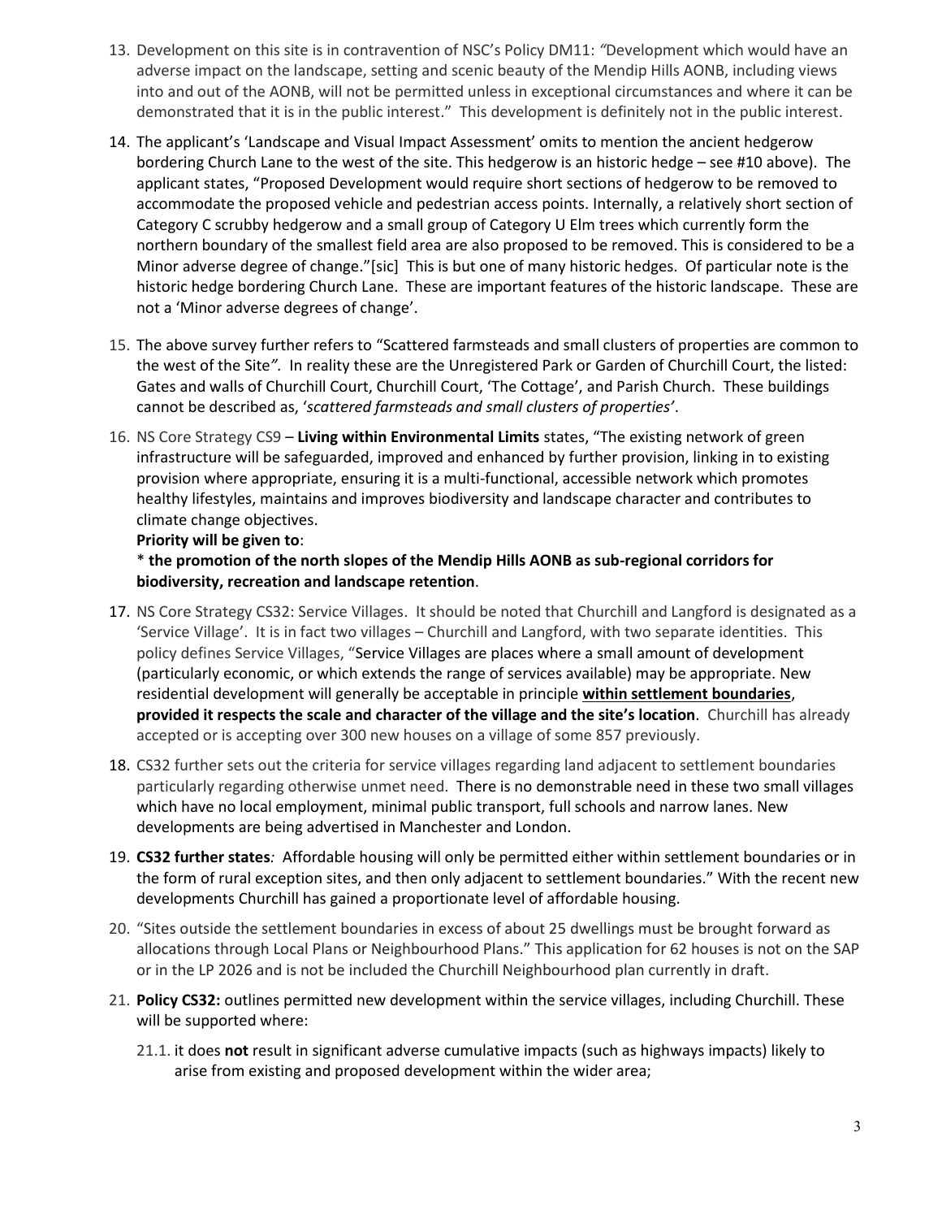13. Development on this site is in contravention of NSC's Policy DM11: *"*Development which would have an adverse impact on the landscape, setting and scenic beauty of the Mendip Hills AONB, including views into and out of the AONB, will not be permitted unless in exceptional circumstances and where it can be demonstrated that it is in the public interest." This development is definitely not in the public interest.

14. The applicant's 'Landscape and Visual Impact Assessment' omits to mention the ancient hedgerow bordering Church Lane to the west of the site. This hedgerow is an historic hedge – see #10 above). The applicant states, "Proposed Development would require short sections of hedgerow to be removed to accommodate the proposed vehicle and pedestrian access points. Internally, a relatively short section of Category C scrubby hedgerow and a small group of Category U Elm trees which currently form the northern boundary of the smallest field area are also proposed to be removed. This is considered to be a Minor adverse degree of change."[sic] This is but one of many historic hedges. Of particular note is the historic hedge bordering Church Lane. These are important features of the historic landscape. These are not a 'Minor adverse degrees of change'.

15. The above survey further refers to "Scattered farmsteads and small clusters of properties are common to the west of the Site*".* In reality these are the Unregistered Park or Garden of Churchill Court, the listed: Gates and walls of Churchill Court, Churchill Court, 'The Cottage', and Parish Church. These buildings cannot be described as, '*scattered farmsteads and small clusters of properties'*.

16. NS Core Strategy CS9 – **Living within Environmental Limits** states, "The existing network of green infrastructure will be safeguarded, improved and enhanced by further provision, linking in to existing provision where appropriate, ensuring it is a multi-functional, accessible network which promotes healthy lifestyles, maintains and improves biodiversity and landscape character and contributes to climate change objectives.
**Priority will be given to**:
\* **the promotion of the north slopes of the Mendip Hills AONB as sub-regional corridors for biodiversity, recreation and landscape retention**.

17. NS Core Strategy CS32: Service Villages. It should be noted that Churchill and Langford is designated as a 'Service Village'. It is in fact two villages – Churchill and Langford, with two separate identities. This policy defines Service Villages, "Service Villages are places where a small amount of development (particularly economic, or which extends the range of services available) may be appropriate. New residential development will generally be acceptable in principle **<u>within settlement boundaries</u>**, **provided it respects the scale and character of the village and the site's location**. Churchill has already accepted or is accepting over 300 new houses on a village of some 857 previously.

18. CS32 further sets out the criteria for service villages regarding land adjacent to settlement boundaries particularly regarding otherwise unmet need. There is no demonstrable need in these two small villages which have no local employment, minimal public transport, full schools and narrow lanes. New developments are being advertised in Manchester and London.

19. **CS32 further states***:* Affordable housing will only be permitted either within settlement boundaries or in the form of rural exception sites, and then only adjacent to settlement boundaries." With the recent new developments Churchill has gained a proportionate level of affordable housing.

20. "Sites outside the settlement boundaries in excess of about 25 dwellings must be brought forward as allocations through Local Plans or Neighbourhood Plans." This application for 62 houses is not on the SAP or in the LP 2026 and is not be included the Churchill Neighbourhood plan currently in draft.

21. **Policy CS32:** outlines permitted new development within the service villages, including Churchill. These will be supported where:
    21.1. it does **not** result in significant adverse cumulative impacts (such as highways impacts) likely to arise from existing and proposed development within the wider area;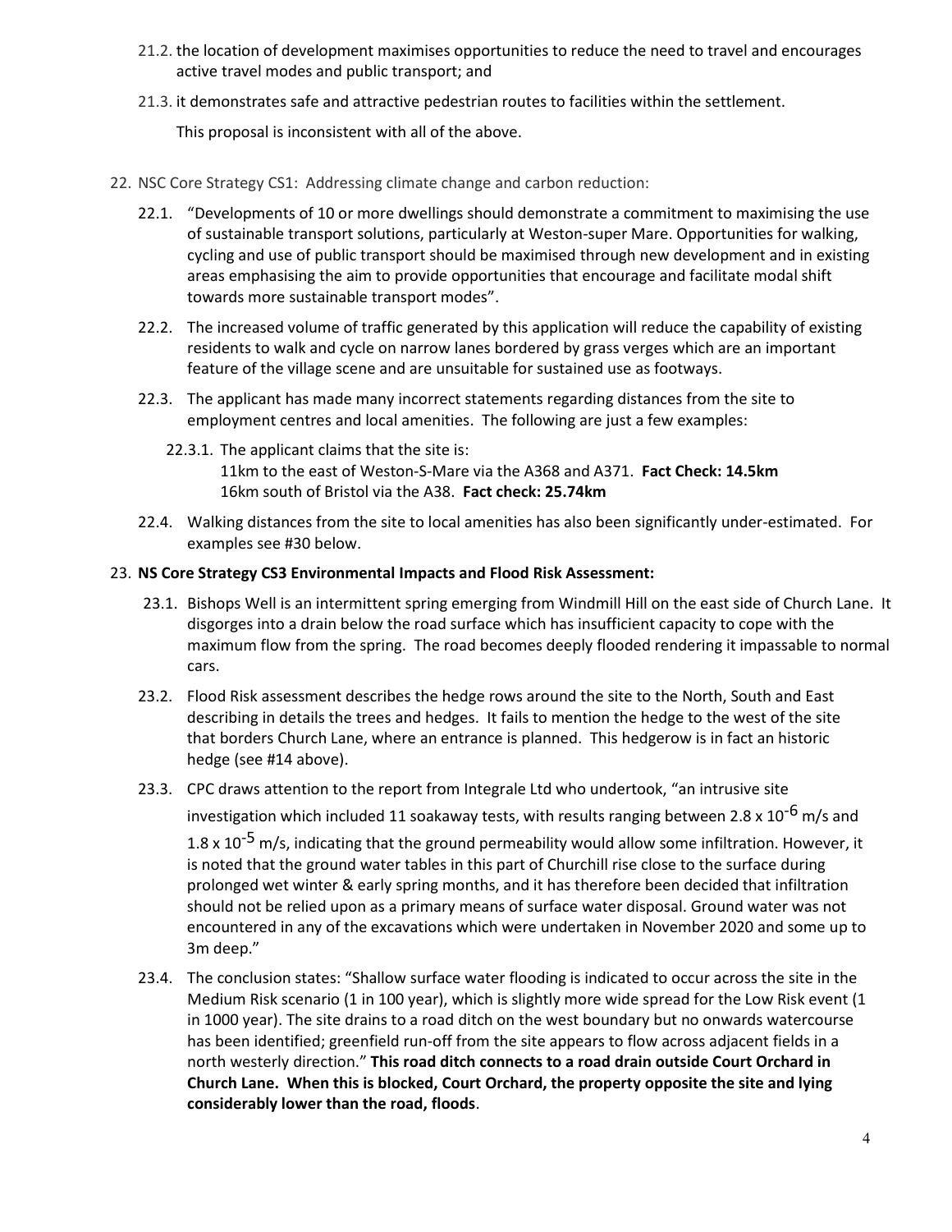21.2. the location of development maximises opportunities to reduce the need to travel and encourages active travel modes and public transport; and

21.3. it demonstrates safe and attractive pedestrian routes to facilities within the settlement.

This proposal is inconsistent with all of the above.

22. NSC Core Strategy CS1: Addressing climate change and carbon reduction:

22.1. "Developments of 10 or more dwellings should demonstrate a commitment to maximising the use of sustainable transport solutions, particularly at Weston-super Mare. Opportunities for walking, cycling and use of public transport should be maximised through new development and in existing areas emphasising the aim to provide opportunities that encourage and facilitate modal shift towards more sustainable transport modes".

22.2. The increased volume of traffic generated by this application will reduce the capability of existing residents to walk and cycle on narrow lanes bordered by grass verges which are an important feature of the village scene and are unsuitable for sustained use as footways.

22.3. The applicant has made many incorrect statements regarding distances from the site to employment centres and local amenities. The following are just a few examples:

22.3.1. The applicant claims that the site is:
11km to the east of Weston-S-Mare via the A368 and A371. **Fact Check: 14.5km**
16km south of Bristol via the A38. **Fact check: 25.74km**

22.4. Walking distances from the site to local amenities has also been significantly under-estimated. For examples see #30 below.

23. **NS Core Strategy CS3 Environmental Impacts and Flood Risk Assessment:**

23.1. Bishops Well is an intermittent spring emerging from Windmill Hill on the east side of Church Lane. It disgorges into a drain below the road surface which has insufficient capacity to cope with the maximum flow from the spring. The road becomes deeply flooded rendering it impassable to normal cars.

23.2. Flood Risk assessment describes the hedge rows around the site to the North, South and East describing in details the trees and hedges. It fails to mention the hedge to the west of the site that borders Church Lane, where an entrance is planned. This hedgerow is in fact an historic hedge (see #14 above).

23.3. CPC draws attention to the report from Integrale Ltd who undertook, "an intrusive site investigation which included 11 soakaway tests, with results ranging between $2.8 \times 10^{-6}$ m/s and $1.8 \times 10^{-5}$ m/s, indicating that the ground permeability would allow some infiltration. However, it is noted that the ground water tables in this part of Churchill rise close to the surface during prolonged wet winter & early spring months, and it has therefore been decided that infiltration should not be relied upon as a primary means of surface water disposal. Ground water was not encountered in any of the excavations which were undertaken in November 2020 and some up to 3m deep."

23.4. The conclusion states: "Shallow surface water flooding is indicated to occur across the site in the Medium Risk scenario (1 in 100 year), which is slightly more wide spread for the Low Risk event (1 in 1000 year). The site drains to a road ditch on the west boundary but no onwards watercourse has been identified; greenfield run-off from the site appears to flow across adjacent fields in a north westerly direction." **This road ditch connects to a road drain outside Court Orchard in Church Lane. When this is blocked, Court Orchard, the property opposite the site and lying considerably lower than the road, floods**.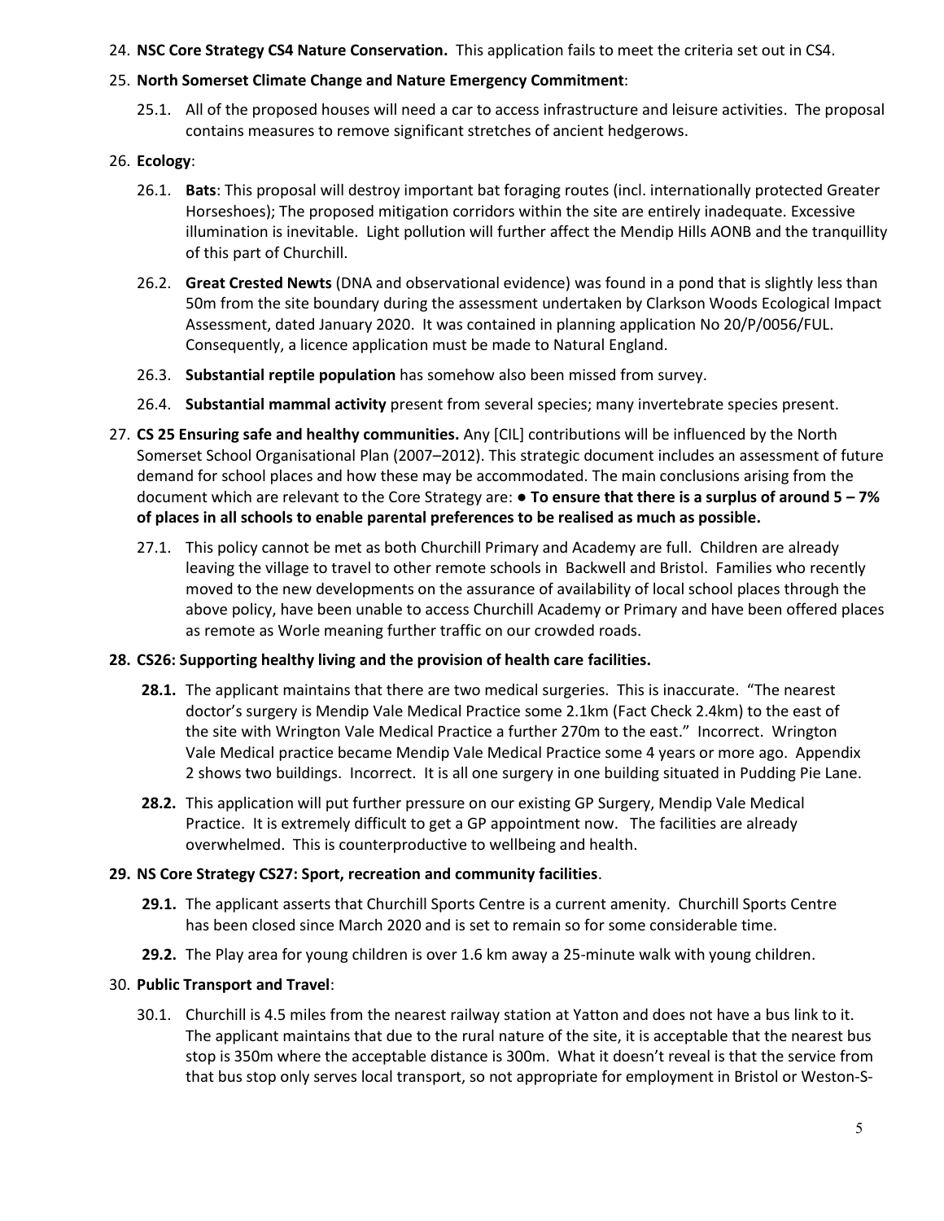24. **NSC Core Strategy CS4 Nature Conservation.** This application fails to meet the criteria set out in CS4.

25. **North Somerset Climate Change and Nature Emergency Commitment**:

    25.1. All of the proposed houses will need a car to access infrastructure and leisure activities. The proposal contains measures to remove significant stretches of ancient hedgerows.

26. **Ecology**:

    26.1. **Bats**: This proposal will destroy important bat foraging routes (incl. internationally protected Greater Horseshoes); The proposed mitigation corridors within the site are entirely inadequate. Excessive illumination is inevitable. Light pollution will further affect the Mendip Hills AONB and the tranquillity of this part of Churchill.

    26.2. **Great Crested Newts** (DNA and observational evidence) was found in a pond that is slightly less than 50m from the site boundary during the assessment undertaken by Clarkson Woods Ecological Impact Assessment, dated January 2020. It was contained in planning application No 20/P/0056/FUL. Consequently, a licence application must be made to Natural England.

    26.3. **Substantial reptile population** has somehow also been missed from survey.

    26.4. **Substantial mammal activity** present from several species; many invertebrate species present.

27. **CS 25 Ensuring safe and healthy communities.** Any [CIL] contributions will be influenced by the North Somerset School Organisational Plan (2007–2012). This strategic document includes an assessment of future demand for school places and how these may be accommodated. The main conclusions arising from the document which are relevant to the Core Strategy are: ● **To ensure that there is a surplus of around 5 – 7% of places in all schools to enable parental preferences to be realised as much as possible.**

    27.1. This policy cannot be met as both Churchill Primary and Academy are full. Children are already leaving the village to travel to other remote schools in Backwell and Bristol. Families who recently moved to the new developments on the assurance of availability of local school places through the above policy, have been unable to access Churchill Academy or Primary and have been offered places as remote as Worle meaning further traffic on our crowded roads.

28. **CS26: Supporting healthy living and the provision of health care facilities.**

    **28.1.** The applicant maintains that there are two medical surgeries. This is inaccurate. "The nearest doctor's surgery is Mendip Vale Medical Practice some 2.1km (Fact Check 2.4km) to the east of the site with Wrington Vale Medical Practice a further 270m to the east." Incorrect. Wrington Vale Medical practice became Mendip Vale Medical Practice some 4 years or more ago. Appendix 2 shows two buildings. Incorrect. It is all one surgery in one building situated in Pudding Pie Lane.

    **28.2.** This application will put further pressure on our existing GP Surgery, Mendip Vale Medical Practice. It is extremely difficult to get a GP appointment now. The facilities are already overwhelmed. This is counterproductive to wellbeing and health.

29. **NS Core Strategy CS27: Sport, recreation and community facilities**.

    **29.1.** The applicant asserts that Churchill Sports Centre is a current amenity. Churchill Sports Centre has been closed since March 2020 and is set to remain so for some considerable time.

    **29.2.** The Play area for young children is over 1.6 km away a 25-minute walk with young children.

30. **Public Transport and Travel**:

    30.1. Churchill is 4.5 miles from the nearest railway station at Yatton and does not have a bus link to it. The applicant maintains that due to the rural nature of the site, it is acceptable that the nearest bus stop is 350m where the acceptable distance is 300m. What it doesn't reveal is that the service from that bus stop only serves local transport, so not appropriate for employment in Bristol or Weston-S-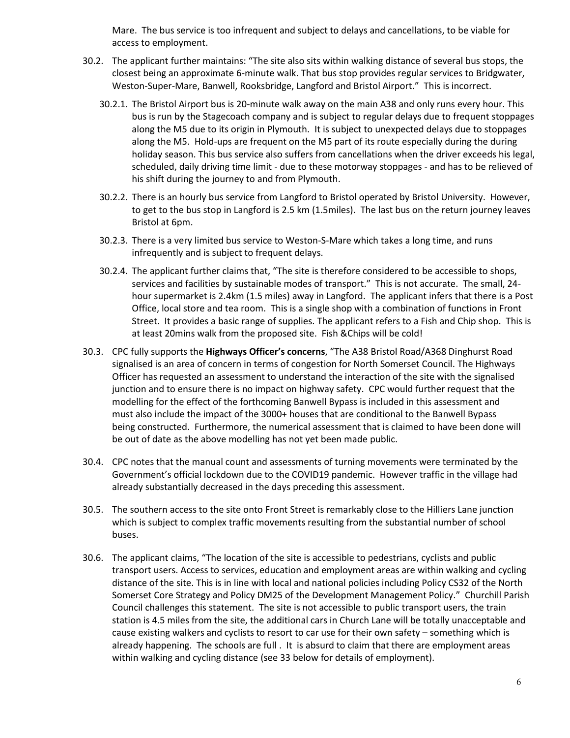Mare. The bus service is too infrequent and subject to delays and cancellations, to be viable for access to employment.

30.2. The applicant further maintains: "The site also sits within walking distance of several bus stops, the closest being an approximate 6-minute walk. That bus stop provides regular services to Bridgwater, Weston-Super-Mare, Banwell, Rooksbridge, Langford and Bristol Airport." This is incorrect.

30.2.1. The Bristol Airport bus is 20-minute walk away on the main A38 and only runs every hour. This bus is run by the Stagecoach company and is subject to regular delays due to frequent stoppages along the M5 due to its origin in Plymouth. It is subject to unexpected delays due to stoppages along the M5. Hold-ups are frequent on the M5 part of its route especially during the during holiday season. This bus service also suffers from cancellations when the driver exceeds his legal, scheduled, daily driving time limit - due to these motorway stoppages - and has to be relieved of his shift during the journey to and from Plymouth.

30.2.2. There is an hourly bus service from Langford to Bristol operated by Bristol University. However, to get to the bus stop in Langford is 2.5 km (1.5miles). The last bus on the return journey leaves Bristol at 6pm.

30.2.3. There is a very limited bus service to Weston-S-Mare which takes a long time, and runs infrequently and is subject to frequent delays.

30.2.4. The applicant further claims that, "The site is therefore considered to be accessible to shops, services and facilities by sustainable modes of transport." This is not accurate. The small, 24-hour supermarket is 2.4km (1.5 miles) away in Langford. The applicant infers that there is a Post Office, local store and tea room. This is a single shop with a combination of functions in Front Street. It provides a basic range of supplies. The applicant refers to a Fish and Chip shop. This is at least 20mins walk from the proposed site. Fish &Chips will be cold!

30.3. CPC fully supports the **Highways Officer's concerns**, "The A38 Bristol Road/A368 Dinghurst Road signalised is an area of concern in terms of congestion for North Somerset Council. The Highways Officer has requested an assessment to understand the interaction of the site with the signalised junction and to ensure there is no impact on highway safety. CPC would further request that the modelling for the effect of the forthcoming Banwell Bypass is included in this assessment and must also include the impact of the 3000+ houses that are conditional to the Banwell Bypass being constructed. Furthermore, the numerical assessment that is claimed to have been done will be out of date as the above modelling has not yet been made public.

30.4. CPC notes that the manual count and assessments of turning movements were terminated by the Government's official lockdown due to the COVID19 pandemic. However traffic in the village had already substantially decreased in the days preceding this assessment.

30.5. The southern access to the site onto Front Street is remarkably close to the Hilliers Lane junction which is subject to complex traffic movements resulting from the substantial number of school buses.

30.6. The applicant claims, "The location of the site is accessible to pedestrians, cyclists and public transport users. Access to services, education and employment areas are within walking and cycling distance of the site. This is in line with local and national policies including Policy CS32 of the North Somerset Core Strategy and Policy DM25 of the Development Management Policy." Churchill Parish Council challenges this statement. The site is not accessible to public transport users, the train station is 4.5 miles from the site, the additional cars in Church Lane will be totally unacceptable and cause existing walkers and cyclists to resort to car use for their own safety – something which is already happening. The schools are full . It is absurd to claim that there are employment areas within walking and cycling distance (see 33 below for details of employment).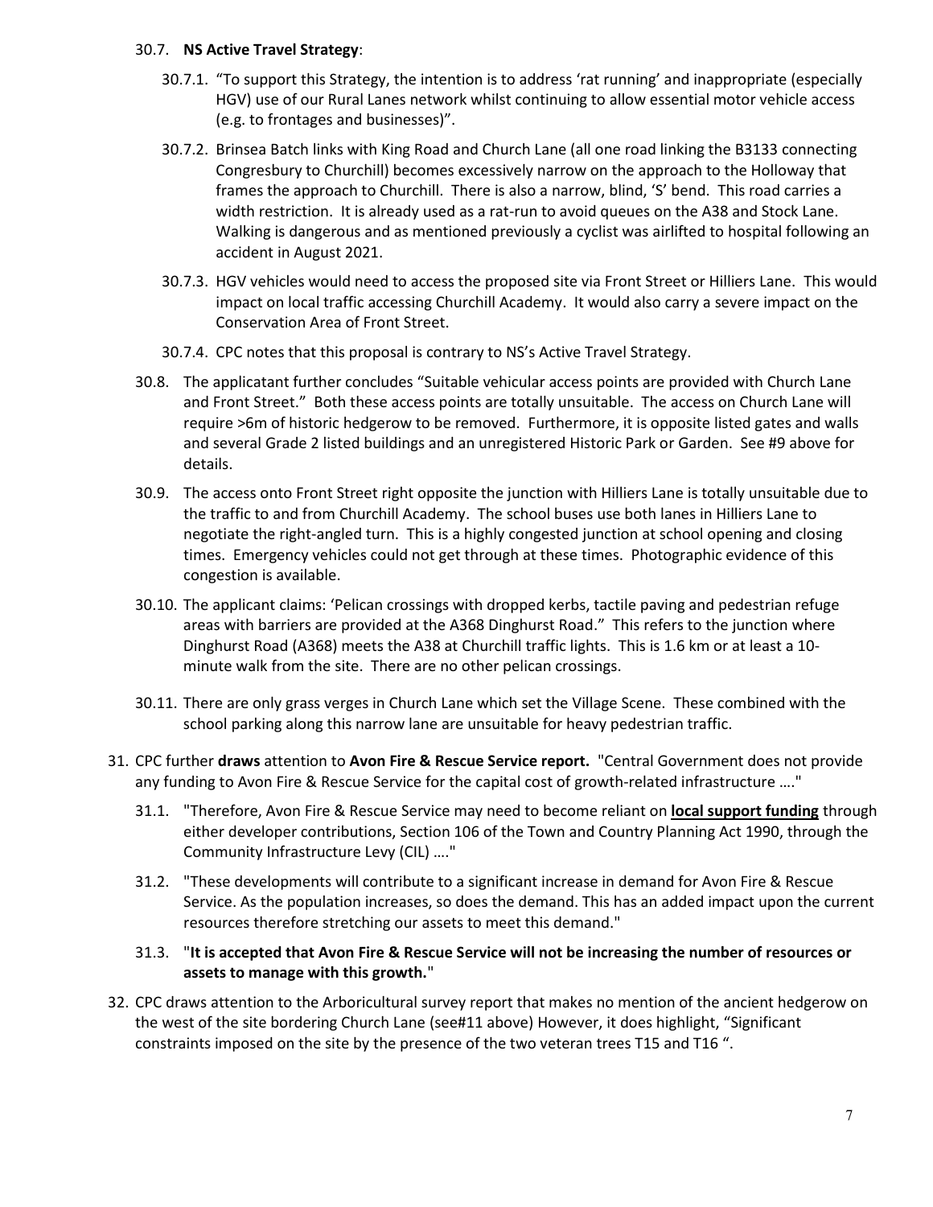30.7. **NS Active Travel Strategy**:

30.7.1. "To support this Strategy, the intention is to address 'rat running' and inappropriate (especially HGV) use of our Rural Lanes network whilst continuing to allow essential motor vehicle access (e.g. to frontages and businesses)".

30.7.2. Brinsea Batch links with King Road and Church Lane (all one road linking the B3133 connecting Congresbury to Churchill) becomes excessively narrow on the approach to the Holloway that frames the approach to Churchill. There is also a narrow, blind, 'S' bend. This road carries a width restriction. It is already used as a rat-run to avoid queues on the A38 and Stock Lane. Walking is dangerous and as mentioned previously a cyclist was airlifted to hospital following an accident in August 2021.

30.7.3. HGV vehicles would need to access the proposed site via Front Street or Hilliers Lane. This would impact on local traffic accessing Churchill Academy. It would also carry a severe impact on the Conservation Area of Front Street.

30.7.4. CPC notes that this proposal is contrary to NS's Active Travel Strategy.

30.8. The applicatant further concludes "Suitable vehicular access points are provided with Church Lane and Front Street." Both these access points are totally unsuitable. The access on Church Lane will require >6m of historic hedgerow to be removed. Furthermore, it is opposite listed gates and walls and several Grade 2 listed buildings and an unregistered Historic Park or Garden. See #9 above for details.

30.9. The access onto Front Street right opposite the junction with Hilliers Lane is totally unsuitable due to the traffic to and from Churchill Academy. The school buses use both lanes in Hilliers Lane to negotiate the right-angled turn. This is a highly congested junction at school opening and closing times. Emergency vehicles could not get through at these times. Photographic evidence of this congestion is available.

30.10. The applicant claims: 'Pelican crossings with dropped kerbs, tactile paving and pedestrian refuge areas with barriers are provided at the A368 Dinghurst Road." This refers to the junction where Dinghurst Road (A368) meets the A38 at Churchill traffic lights. This is 1.6 km or at least a 10-minute walk from the site. There are no other pelican crossings.

30.11. There are only grass verges in Church Lane which set the Village Scene. These combined with the school parking along this narrow lane are unsuitable for heavy pedestrian traffic.

31. CPC further **draws** attention to **Avon Fire & Rescue Service report.** "Central Government does not provide any funding to Avon Fire & Rescue Service for the capital cost of growth-related infrastructure …."

31.1. "Therefore, Avon Fire & Rescue Service may need to become reliant on <u>**local support funding**</u> through either developer contributions, Section 106 of the Town and Country Planning Act 1990, through the Community Infrastructure Levy (CIL) …."

31.2. "These developments will contribute to a significant increase in demand for Avon Fire & Rescue Service. As the population increases, so does the demand. This has an added impact upon the current resources therefore stretching our assets to meet this demand."

31.3. "**It is accepted that Avon Fire & Rescue Service will not be increasing the number of resources or assets to manage with this growth.**"

32. CPC draws attention to the Arboricultural survey report that makes no mention of the ancient hedgerow on the west of the site bordering Church Lane (see#11 above) However, it does highlight, "Significant constraints imposed on the site by the presence of the two veteran trees T15 and T16 ".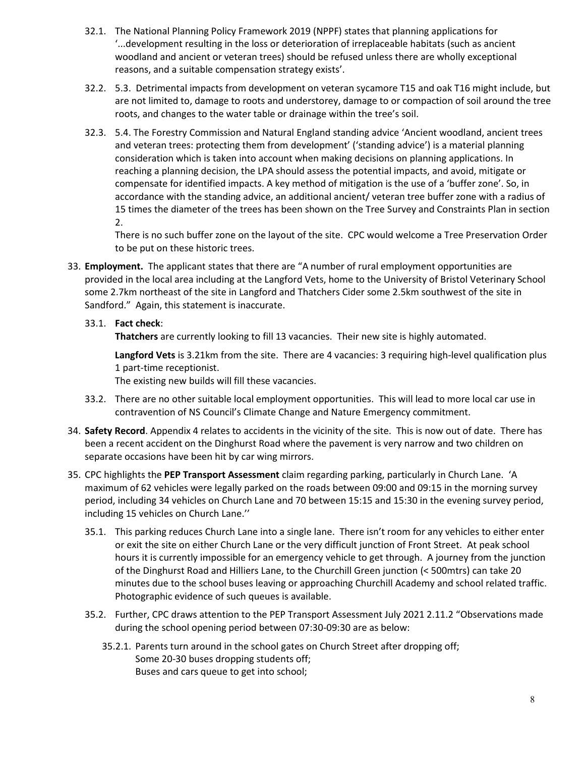32.1. The National Planning Policy Framework 2019 (NPPF) states that planning applications for '...development resulting in the loss or deterioration of irreplaceable habitats (such as ancient woodland and ancient or veteran trees) should be refused unless there are wholly exceptional reasons, and a suitable compensation strategy exists'.

32.2. 5.3. Detrimental impacts from development on veteran sycamore T15 and oak T16 might include, but are not limited to, damage to roots and understorey, damage to or compaction of soil around the tree roots, and changes to the water table or drainage within the tree's soil.

32.3. 5.4. The Forestry Commission and Natural England standing advice 'Ancient woodland, ancient trees and veteran trees: protecting them from development' ('standing advice') is a material planning consideration which is taken into account when making decisions on planning applications. In reaching a planning decision, the LPA should assess the potential impacts, and avoid, mitigate or compensate for identified impacts. A key method of mitigation is the use of a 'buffer zone'. So, in accordance with the standing advice, an additional ancient/ veteran tree buffer zone with a radius of 15 times the diameter of the trees has been shown on the Tree Survey and Constraints Plan in section 2.

There is no such buffer zone on the layout of the site. CPC would welcome a Tree Preservation Order to be put on these historic trees.

33. **Employment.** The applicant states that there are "A number of rural employment opportunities are provided in the local area including at the Langford Vets, home to the University of Bristol Veterinary School some 2.7km northeast of the site in Langford and Thatchers Cider some 2.5km southwest of the site in Sandford." Again, this statement is inaccurate.

33.1. **Fact check**:

**Thatchers** are currently looking to fill 13 vacancies. Their new site is highly automated.

**Langford Vets** is 3.21km from the site. There are 4 vacancies: 3 requiring high-level qualification plus 1 part-time receptionist.

The existing new builds will fill these vacancies.

33.2. There are no other suitable local employment opportunities. This will lead to more local car use in contravention of NS Council's Climate Change and Nature Emergency commitment.

34. **Safety Record**. Appendix 4 relates to accidents in the vicinity of the site. This is now out of date. There has been a recent accident on the Dinghurst Road where the pavement is very narrow and two children on separate occasions have been hit by car wing mirrors.

35. CPC highlights the **PEP Transport Assessment** claim regarding parking, particularly in Church Lane. 'A maximum of 62 vehicles were legally parked on the roads between 09:00 and 09:15 in the morning survey period, including 34 vehicles on Church Lane and 70 between 15:15 and 15:30 in the evening survey period, including 15 vehicles on Church Lane.''

35.1. This parking reduces Church Lane into a single lane. There isn't room for any vehicles to either enter or exit the site on either Church Lane or the very difficult junction of Front Street. At peak school hours it is currently impossible for an emergency vehicle to get through. A journey from the junction of the Dinghurst Road and Hilliers Lane, to the Churchill Green junction (< 500mtrs) can take 20 minutes due to the school buses leaving or approaching Churchill Academy and school related traffic. Photographic evidence of such queues is available.

35.2. Further, CPC draws attention to the PEP Transport Assessment July 2021 2.11.2 "Observations made during the school opening period between 07:30-09:30 are as below:

35.2.1. Parents turn around in the school gates on Church Street after dropping off;
Some 20-30 buses dropping students off;
Buses and cars queue to get into school;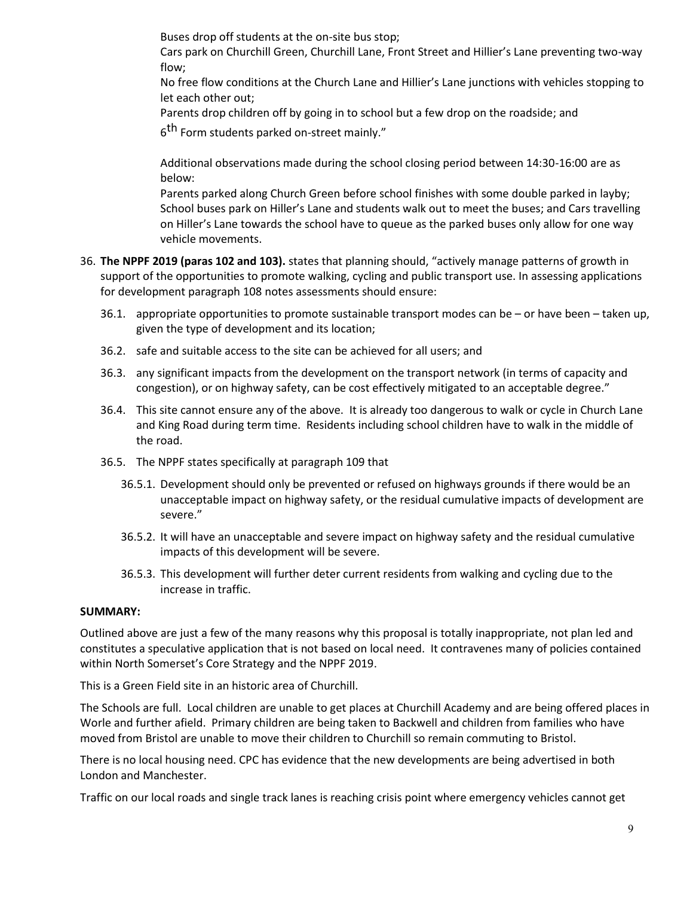Buses drop off students at the on-site bus stop;

Cars park on Churchill Green, Churchill Lane, Front Street and Hillier's Lane preventing two-way flow;

No free flow conditions at the Church Lane and Hillier's Lane junctions with vehicles stopping to let each other out;

Parents drop children off by going in to school but a few drop on the roadside; and

6th Form students parked on-street mainly."

Additional observations made during the school closing period between 14:30-16:00 are as below:

Parents parked along Church Green before school finishes with some double parked in layby; School buses park on Hiller's Lane and students walk out to meet the buses; and Cars travelling on Hiller's Lane towards the school have to queue as the parked buses only allow for one way vehicle movements.

36. **The NPPF 2019 (paras 102 and 103).** states that planning should, "actively manage patterns of growth in support of the opportunities to promote walking, cycling and public transport use. In assessing applications for development paragraph 108 notes assessments should ensure:

    36.1. appropriate opportunities to promote sustainable transport modes can be – or have been – taken up, given the type of development and its location;

    36.2. safe and suitable access to the site can be achieved for all users; and

    36.3. any significant impacts from the development on the transport network (in terms of capacity and congestion), or on highway safety, can be cost effectively mitigated to an acceptable degree."

    36.4. This site cannot ensure any of the above. It is already too dangerous to walk or cycle in Church Lane and King Road during term time. Residents including school children have to walk in the middle of the road.

    36.5. The NPPF states specifically at paragraph 109 that

    36.5.1. Development should only be prevented or refused on highways grounds if there would be an unacceptable impact on highway safety, or the residual cumulative impacts of development are severe."

    36.5.2. It will have an unacceptable and severe impact on highway safety and the residual cumulative impacts of this development will be severe.

    36.5.3. This development will further deter current residents from walking and cycling due to the increase in traffic.

**SUMMARY:**

Outlined above are just a few of the many reasons why this proposal is totally inappropriate, not plan led and constitutes a speculative application that is not based on local need. It contravenes many of policies contained within North Somerset's Core Strategy and the NPPF 2019.

This is a Green Field site in an historic area of Churchill.

The Schools are full. Local children are unable to get places at Churchill Academy and are being offered places in Worle and further afield. Primary children are being taken to Backwell and children from families who have moved from Bristol are unable to move their children to Churchill so remain commuting to Bristol.

There is no local housing need. CPC has evidence that the new developments are being advertised in both London and Manchester.

Traffic on our local roads and single track lanes is reaching crisis point where emergency vehicles cannot get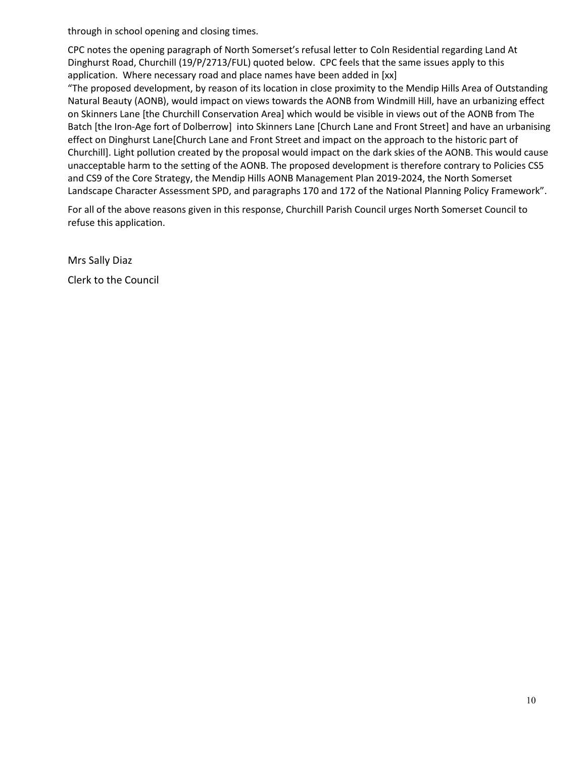through in school opening and closing times.

CPC notes the opening paragraph of North Somerset's refusal letter to Coln Residential regarding Land At Dinghurst Road, Churchill (19/P/2713/FUL) quoted below. CPC feels that the same issues apply to this application. Where necessary road and place names have been added in [xx]

"The proposed development, by reason of its location in close proximity to the Mendip Hills Area of Outstanding Natural Beauty (AONB), would impact on views towards the AONB from Windmill Hill, have an urbanizing effect on Skinners Lane [the Churchill Conservation Area] which would be visible in views out of the AONB from The Batch [the Iron-Age fort of Dolberrow] into Skinners Lane [Church Lane and Front Street] and have an urbanising effect on Dinghurst Lane[Church Lane and Front Street and impact on the approach to the historic part of Churchill]. Light pollution created by the proposal would impact on the dark skies of the AONB. This would cause unacceptable harm to the setting of the AONB. The proposed development is therefore contrary to Policies CS5 and CS9 of the Core Strategy, the Mendip Hills AONB Management Plan 2019-2024, the North Somerset Landscape Character Assessment SPD, and paragraphs 170 and 172 of the National Planning Policy Framework".

For all of the above reasons given in this response, Churchill Parish Council urges North Somerset Council to refuse this application.

Mrs Sally Diaz

Clerk to the Council